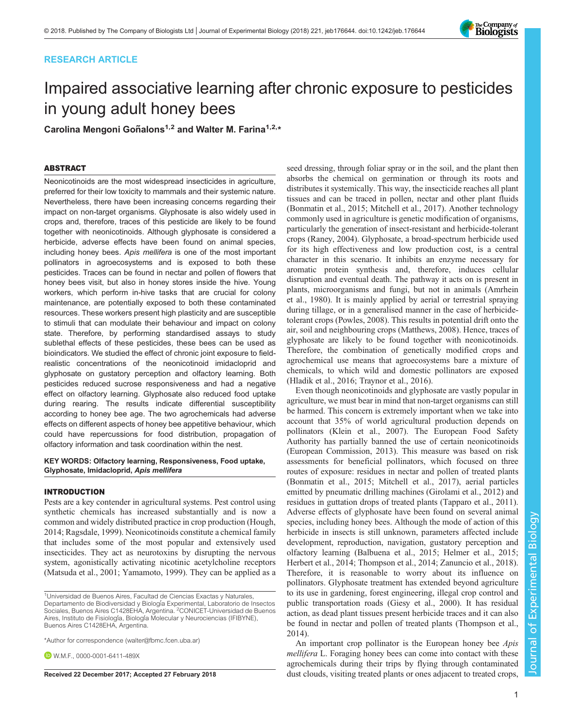RESEARCH ARTICLE

# Impaired associative learning after chronic exposure to pesticides in young adult honey bees

**Carolina Mengoni Goñalons[1,2] and Walter M. Farina[1,2,*]**

## ABSTRACT

Neonicotinoids are the most widespread insecticides in agriculture, preferred for their low toxicity to mammals and their systemic nature. Nevertheless, there have been increasing concerns regarding their impact on non-target organisms. Glyphosate is also widely used in crops and, therefore, traces of this pesticide are likely to be found together with neonicotinoids. Although glyphosate is considered a herbicide, adverse effects have been found on animal species, including honey bees. *Apis mellifera* is one of the most important pollinators in agroecosystems and is exposed to both these pesticides. Traces can be found in nectar and pollen of flowers that honey bees visit, but also in honey stores inside the hive. Young workers, which perform in-hive tasks that are crucial for colony maintenance, are potentially exposed to both these contaminated resources. These workers present high plasticity and are susceptible to stimuli that can modulate their behaviour and impact on colony state. Therefore, by performing standardised assays to study sublethal effects of these pesticides, these bees can be used as bioindicators. We studied the effect of chronic joint exposure to field-realistic concentrations of the neonicotinoid imidacloprid and glyphosate on gustatory perception and olfactory learning. Both pesticides reduced sucrose responsiveness and had a negative effect on olfactory learning. Glyphosate also reduced food uptake during rearing. The results indicate differential susceptibility according to honey bee age. The two agrochemicals had adverse effects on different aspects of honey bee appetitive behaviour, which could have repercussions for food distribution, propagation of olfactory information and task coordination within the nest.

**KEY WORDS: Olfactory learning, Responsiveness, Food uptake, Glyphosate, Imidacloprid, *Apis mellifera***

## INTRODUCTION

Pests are a key contender in agricultural systems. Pest control using synthetic chemicals has increased substantially and is now a common and widely distributed practice in crop production (Hough, 2014; Ragsdale, 1999). Neonicotinoids constitute a chemical family that includes some of the most popular and extensively used insecticides. They act as neurotoxins by disrupting the nervous system, agonistically activating nicotinic acetylcholine receptors (Matsuda et al., 2001; Yamamoto, 1999). They can be applied as a seed dressing, through foliar spray or in the soil, and the plant then absorbs the chemical on germination or through its roots and distributes it systemically. This way, the insecticide reaches all plant tissues and can be traced in pollen, nectar and other plant fluids (Bonmatin et al., 2015; Mitchell et al., 2017). Another technology commonly used in agriculture is genetic modification of organisms, particularly the generation of insect-resistant and herbicide-tolerant crops (Raney, 2004). Glyphosate, a broad-spectrum herbicide used for its high effectiveness and low production cost, is a central character in this scenario. It inhibits an enzyme necessary for aromatic protein synthesis and, therefore, induces cellular disruption and eventual death. The pathway it acts on is present in plants, microorganisms and fungi, but not in animals (Amrhein et al., 1980). It is mainly applied by aerial or terrestrial spraying during tillage, or in a generalised manner in the case of herbicide-tolerant crops (Powles, 2008). This results in potential drift onto the air, soil and neighbouring crops (Matthews, 2008). Hence, traces of glyphosate are likely to be found together with neonicotinoids. Therefore, the combination of genetically modified crops and agrochemical use means that agroecosystems bare a mixture of chemicals, to which wild and domestic pollinators are exposed (Hladik et al., 2016; Traynor et al., 2016).

Even though neonicotinoids and glyphosate are vastly popular in agriculture, we must bear in mind that non-target organisms can still be harmed. This concern is extremely important when we take into account that 35% of world agricultural production depends on pollinators (Klein et al., 2007). The European Food Safety Authority has partially banned the use of certain neonicotinoids (European Commission, 2013). This measure was based on risk assessments for beneficial pollinators, which focused on three routes of exposure: residues in nectar and pollen of treated plants (Bonmatin et al., 2015; Mitchell et al., 2017), aerial particles emitted by pneumatic drilling machines (Girolami et al., 2012) and residues in guttation drops of treated plants (Tapparo et al., 2011). Adverse effects of glyphosate have been found on several animal species, including honey bees. Although the mode of action of this herbicide in insects is still unknown, parameters affected include development, reproduction, navigation, gustatory perception and olfactory learning (Balbuena et al., 2015; Helmer et al., 2015; Herbert et al., 2014; Thompson et al., 2014; Zanuncio et al., 2018). Therefore, it is reasonable to worry about its influence on pollinators. Glyphosate treatment has extended beyond agriculture to its use in gardening, forest engineering, illegal crop control and public transportation roads (Giesy et al., 2000). It has residual action, as dead plant tissues present herbicide traces and it can also be found in nectar and pollen of treated plants (Thompson et al., 2014).

An important crop pollinator is the European honey bee *Apis mellifera* L. Foraging honey bees can come into contact with these agrochemicals during their trips by flying through contaminated dust clouds, visiting treated plants or ones adjacent to treated crops,

[1]Universidad de Buenos Aires, Facultad de Ciencias Exactas y Naturales, Departamento de Biodiversidad y Biología Experimental, Laboratorio de Insectos Sociales, Buenos Aires C1428EHA, Argentina. [2]CONICET-Universidad de Buenos Aires, Instituto de Fisiología, Biología Molecular y Neurociencias (IFIBYNE), Buenos Aires C1428EHA, Argentina.

*Author for correspondence (walter@fbmc.fcen.uba.ar)

W.M.F., 0000-0001-6411-489X

**Received 22 December 2017; Accepted 27 February 2018**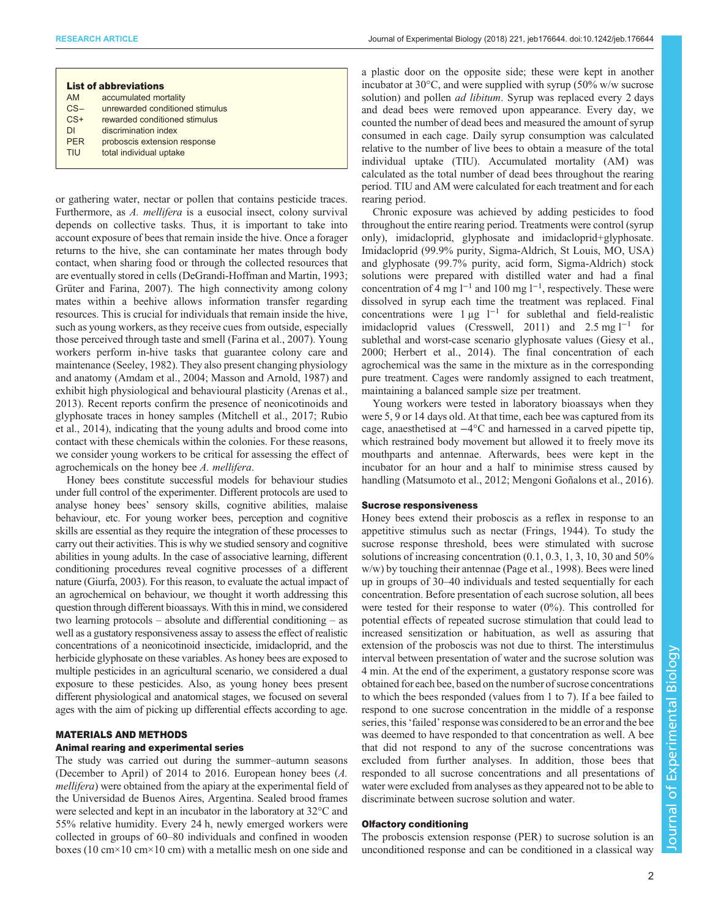**List of abbreviations**

| | |
|---|---|
| AM | accumulated mortality |
| CS− | unrewarded conditioned stimulus |
| CS+ | rewarded conditioned stimulus |
| DI | discrimination index |
| PER | proboscis extension response |
| TIU | total individual uptake |

or gathering water, nectar or pollen that contains pesticide traces. Furthermore, as *A. mellifera* is a eusocial insect, colony survival depends on collective tasks. Thus, it is important to take into account exposure of bees that remain inside the hive. Once a forager returns to the hive, she can contaminate her mates through body contact, when sharing food or through the collected resources that are eventually stored in cells (DeGrandi-Hoffman and Martin, 1993; Grüter and Farina, 2007). The high connectivity among colony mates within a beehive allows information transfer regarding resources. This is crucial for individuals that remain inside the hive, such as young workers, as they receive cues from outside, especially those perceived through taste and smell (Farina et al., 2007). Young workers perform in-hive tasks that guarantee colony care and maintenance (Seeley, 1982). They also present changing physiology and anatomy (Amdam et al., 2004; Masson and Arnold, 1987) and exhibit high physiological and behavioural plasticity (Arenas et al., 2013). Recent reports confirm the presence of neonicotinoids and glyphosate traces in honey samples (Mitchell et al., 2017; Rubio et al., 2014), indicating that the young adults and brood come into contact with these chemicals within the colonies. For these reasons, we consider young workers to be critical for assessing the effect of agrochemicals on the honey bee *A. mellifera*.

Honey bees constitute successful models for behaviour studies under full control of the experimenter. Different protocols are used to analyse honey bees' sensory skills, cognitive abilities, malaise behaviour, etc. For young worker bees, perception and cognitive skills are essential as they require the integration of these processes to carry out their activities. This is why we studied sensory and cognitive abilities in young adults. In the case of associative learning, different conditioning procedures reveal cognitive processes of a different nature (Giurfa, 2003). For this reason, to evaluate the actual impact of an agrochemical on behaviour, we thought it worth addressing this question through different bioassays. With this in mind, we considered two learning protocols – absolute and differential conditioning – as well as a gustatory responsiveness assay to assess the effect of realistic concentrations of a neonicotinoid insecticide, imidacloprid, and the herbicide glyphosate on these variables. As honey bees are exposed to multiple pesticides in an agricultural scenario, we considered a dual exposure to these pesticides. Also, as young honey bees present different physiological and anatomical stages, we focused on several ages with the aim of picking up differential effects according to age.

## MATERIALS AND METHODS

### Animal rearing and experimental series

The study was carried out during the summer–autumn seasons (December to April) of 2014 to 2016. European honey bees (*A. mellifera*) were obtained from the apiary at the experimental field of the Universidad de Buenos Aires, Argentina. Sealed brood frames were selected and kept in an incubator in the laboratory at 32°C and 55% relative humidity. Every 24 h, newly emerged workers were collected in groups of 60–80 individuals and confined in wooden boxes (10 cm×10 cm×10 cm) with a metallic mesh on one side and a plastic door on the opposite side; these were kept in another incubator at 30°C, and were supplied with syrup (50% w/w sucrose solution) and pollen *ad libitum*. Syrup was replaced every 2 days and dead bees were removed upon appearance. Every day, we counted the number of dead bees and measured the amount of syrup consumed in each cage. Daily syrup consumption was calculated relative to the number of live bees to obtain a measure of the total individual uptake (TIU). Accumulated mortality (AM) was calculated as the total number of dead bees throughout the rearing period. TIU and AM were calculated for each treatment and for each rearing period.

Chronic exposure was achieved by adding pesticides to food throughout the entire rearing period. Treatments were control (syrup only), imidacloprid, glyphosate and imidacloprid+glyphosate. Imidacloprid (99.9% purity, Sigma-Aldrich, St Louis, MO, USA) and glyphosate (99.7% purity, acid form, Sigma-Aldrich) stock solutions were prepared with distilled water and had a final concentration of 4 mg $l^{-1}$ and 100 mg $l^{-1}$, respectively. These were dissolved in syrup each time the treatment was replaced. Final concentrations were 1 µg $l^{-1}$ for sublethal and field-realistic imidacloprid values (Cresswell, 2011) and 2.5 mg $l^{-1}$ for sublethal and worst-case scenario glyphosate values (Giesy et al., 2000; Herbert et al., 2014). The final concentration of each agrochemical was the same in the mixture as in the corresponding pure treatment. Cages were randomly assigned to each treatment, maintaining a balanced sample size per treatment.

Young workers were tested in laboratory bioassays when they were 5, 9 or 14 days old. At that time, each bee was captured from its cage, anaesthetised at −4°C and harnessed in a carved pipette tip, which restrained body movement but allowed it to freely move its mouthparts and antennae. Afterwards, bees were kept in the incubator for an hour and a half to minimise stress caused by handling (Matsumoto et al., 2012; Mengoni Goñalons et al., 2016).

### Sucrose responsiveness

Honey bees extend their proboscis as a reflex in response to an appetitive stimulus such as nectar (Frings, 1944). To study the sucrose response threshold, bees were stimulated with sucrose solutions of increasing concentration (0.1, 0.3, 1, 3, 10, 30 and 50% w/w) by touching their antennae (Page et al., 1998). Bees were lined up in groups of 30–40 individuals and tested sequentially for each concentration. Before presentation of each sucrose solution, all bees were tested for their response to water (0%). This controlled for potential effects of repeated sucrose stimulation that could lead to increased sensitization or habituation, as well as assuring that extension of the proboscis was not due to thirst. The interstimulus interval between presentation of water and the sucrose solution was 4 min. At the end of the experiment, a gustatory response score was obtained for each bee, based on the number of sucrose concentrations to which the bees responded (values from 1 to 7). If a bee failed to respond to one sucrose concentration in the middle of a response series, this 'failed' response was considered to be an error and the bee was deemed to have responded to that concentration as well. A bee that did not respond to any of the sucrose concentrations was excluded from further analyses. In addition, those bees that responded to all sucrose concentrations and all presentations of water were excluded from analyses as they appeared not to be able to discriminate between sucrose solution and water.

### Olfactory conditioning

The proboscis extension response (PER) to sucrose solution is an unconditioned response and can be conditioned in a classical way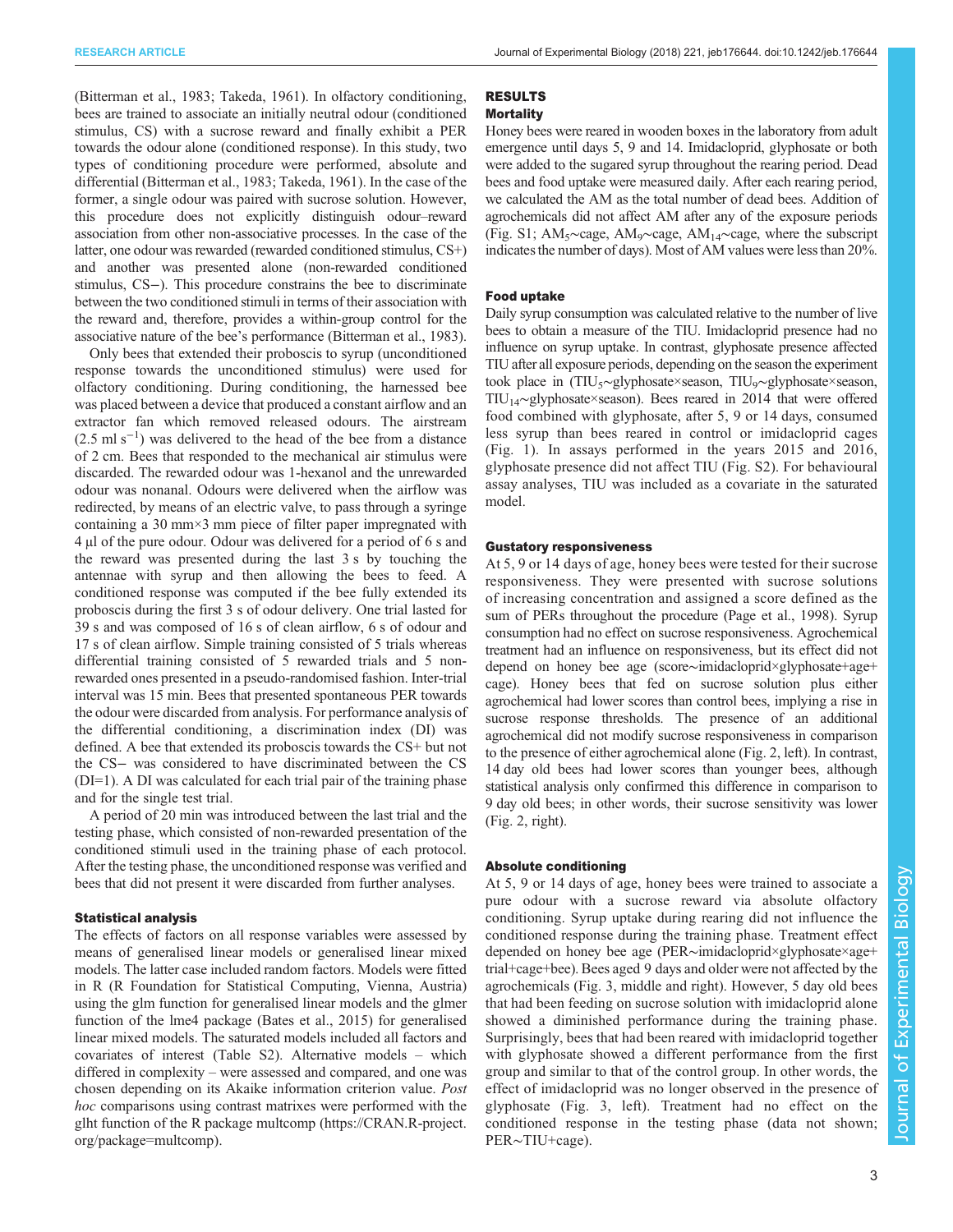(Bitterman et al., 1983; Takeda, 1961). In olfactory conditioning, bees are trained to associate an initially neutral odour (conditioned stimulus, CS) with a sucrose reward and finally exhibit a PER towards the odour alone (conditioned response). In this study, two types of conditioning procedure were performed, absolute and differential (Bitterman et al., 1983; Takeda, 1961). In the case of the former, a single odour was paired with sucrose solution. However, this procedure does not explicitly distinguish odour–reward association from other non-associative processes. In the case of the latter, one odour was rewarded (rewarded conditioned stimulus, CS+) and another was presented alone (non-rewarded conditioned stimulus, CS−). This procedure constrains the bee to discriminate between the two conditioned stimuli in terms of their association with the reward and, therefore, provides a within-group control for the associative nature of the bee's performance (Bitterman et al., 1983).

Only bees that extended their proboscis to syrup (unconditioned response towards the unconditioned stimulus) were used for olfactory conditioning. During conditioning, the harnessed bee was placed between a device that produced a constant airflow and an extractor fan which removed released odours. The airstream ($2.5\ \mathrm{ml\ s^{-1}}$) was delivered to the head of the bee from a distance of 2 cm. Bees that responded to the mechanical air stimulus were discarded. The rewarded odour was 1-hexanol and the unrewarded odour was nonanal. Odours were delivered when the airflow was redirected, by means of an electric valve, to pass through a syringe containing a 30 mm×3 mm piece of filter paper impregnated with 4 µl of the pure odour. Odour was delivered for a period of 6 s and the reward was presented during the last 3 s by touching the antennae with syrup and then allowing the bees to feed. A conditioned response was computed if the bee fully extended its proboscis during the first 3 s of odour delivery. One trial lasted for 39 s and was composed of 16 s of clean airflow, 6 s of odour and 17 s of clean airflow. Simple training consisted of 5 trials whereas differential training consisted of 5 rewarded trials and 5 non-rewarded ones presented in a pseudo-randomised fashion. Inter-trial interval was 15 min. Bees that presented spontaneous PER towards the odour were discarded from analysis. For performance analysis of the differential conditioning, a discrimination index (DI) was defined. A bee that extended its proboscis towards the CS+ but not the CS− was considered to have discriminated between the CS (DI=1). A DI was calculated for each trial pair of the training phase and for the single test trial.

A period of 20 min was introduced between the last trial and the testing phase, which consisted of non-rewarded presentation of the conditioned stimuli used in the training phase of each protocol. After the testing phase, the unconditioned response was verified and bees that did not present it were discarded from further analyses.

### Statistical analysis

The effects of factors on all response variables were assessed by means of generalised linear models or generalised linear mixed models. The latter case included random factors. Models were fitted in R (R Foundation for Statistical Computing, Vienna, Austria) using the glm function for generalised linear models and the glmer function of the lme4 package (Bates et al., 2015) for generalised linear mixed models. The saturated models included all factors and covariates of interest (Table S2). Alternative models – which differed in complexity – were assessed and compared, and one was chosen depending on its Akaike information criterion value. *Post hoc* comparisons using contrast matrixes were performed with the glht function of the R package multcomp (https://CRAN.R-project.org/package=multcomp).

## RESULTS

### Mortality

Honey bees were reared in wooden boxes in the laboratory from adult emergence until days 5, 9 and 14. Imidacloprid, glyphosate or both were added to the sugared syrup throughout the rearing period. Dead bees and food uptake were measured daily. After each rearing period, we calculated the AM as the total number of dead bees. Addition of agrochemicals did not affect AM after any of the exposure periods (Fig. S1; $AM_5$∼cage, $AM_9$∼cage, $AM_{14}$∼cage, where the subscript indicates the number of days). Most of AM values were less than 20%.

### Food uptake

Daily syrup consumption was calculated relative to the number of live bees to obtain a measure of the TIU. Imidacloprid presence had no influence on syrup uptake. In contrast, glyphosate presence affected TIU after all exposure periods, depending on the season the experiment took place in ($TIU_5$∼glyphosate×season, $TIU_9$∼glyphosate×season, $TIU_{14}$∼glyphosate×season). Bees reared in 2014 that were offered food combined with glyphosate, after 5, 9 or 14 days, consumed less syrup than bees reared in control or imidacloprid cages (Fig. 1). In assays performed in the years 2015 and 2016, glyphosate presence did not affect TIU (Fig. S2). For behavioural assay analyses, TIU was included as a covariate in the saturated model.

### Gustatory responsiveness

At 5, 9 or 14 days of age, honey bees were tested for their sucrose responsiveness. They were presented with sucrose solutions of increasing concentration and assigned a score defined as the sum of PERs throughout the procedure (Page et al., 1998). Syrup consumption had no effect on sucrose responsiveness. Agrochemical treatment had an influence on responsiveness, but its effect did not depend on honey bee age (score∼imidacloprid×glyphosate+age+cage). Honey bees that fed on sucrose solution plus either agrochemical had lower scores than control bees, implying a rise in sucrose response thresholds. The presence of an additional agrochemical did not modify sucrose responsiveness in comparison to the presence of either agrochemical alone (Fig. 2, left). In contrast, 14 day old bees had lower scores than younger bees, although statistical analysis only confirmed this difference in comparison to 9 day old bees; in other words, their sucrose sensitivity was lower (Fig. 2, right).

### Absolute conditioning

At 5, 9 or 14 days of age, honey bees were trained to associate a pure odour with a sucrose reward via absolute olfactory conditioning. Syrup uptake during rearing did not influence the conditioned response during the training phase. Treatment effect depended on honey bee age (PER∼imidacloprid×glyphosate×age+trial+cage+bee). Bees aged 9 days and older were not affected by the agrochemicals (Fig. 3, middle and right). However, 5 day old bees that had been feeding on sucrose solution with imidacloprid alone showed a diminished performance during the training phase. Surprisingly, bees that had been reared with imidacloprid together with glyphosate showed a different performance from the first group and similar to that of the control group. In other words, the effect of imidacloprid was no longer observed in the presence of glyphosate (Fig. 3, left). Treatment had no effect on the conditioned response in the testing phase (data not shown; PER∼TIU+cage).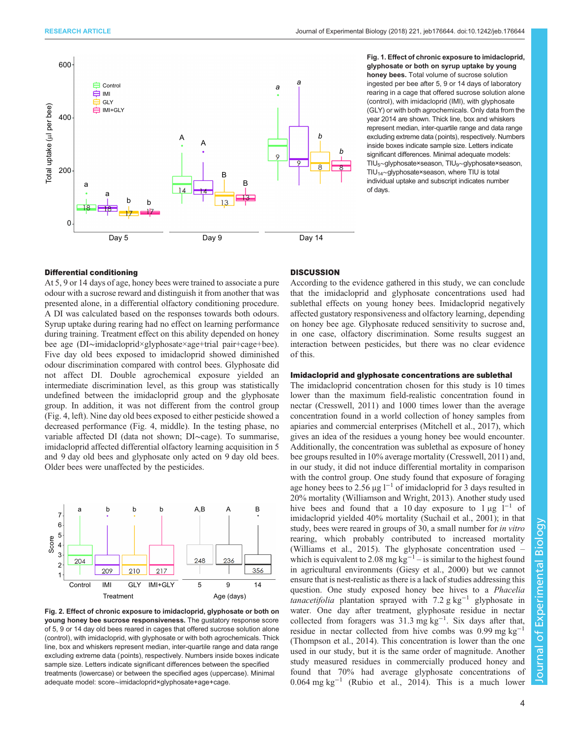**Fig. 1. Effect of chronic exposure to imidacloprid, glyphosate or both on syrup uptake by young honey bees.** Total volume of sucrose solution ingested per bee after 5, 9 or 14 days of laboratory rearing in a cage that offered sucrose solution alone (control), with imidacloprid (IMI), with glyphosate (GLY) or with both agrochemicals. Only data from the year 2014 are shown. Thick line, box and whiskers represent median, inter-quartile range and data range excluding extreme data (points), respectively. Numbers inside boxes indicate sample size. Letters indicate significant differences. Minimal adequate models: $TIU_5$~glyphosate×season, $TIU_9$~glyphosate×season, $TIU_{14}$~glyphosate×season, where TIU is total individual uptake and subscript indicates number of days.

### Differential conditioning

At 5, 9 or 14 days of age, honey bees were trained to associate a pure odour with a sucrose reward and distinguish it from another that was presented alone, in a differential olfactory conditioning procedure. A DI was calculated based on the responses towards both odours. Syrup uptake during rearing had no effect on learning performance during training. Treatment effect on this ability depended on honey bee age (DI~imidacloprid×glyphosate×age+trial pair+cage+bee). Five day old bees exposed to imidacloprid showed diminished odour discrimination compared with control bees. Glyphosate did not affect DI. Double agrochemical exposure yielded an intermediate discrimination level, as this group was statistically undefined between the imidacloprid group and the glyphosate group. In addition, it was not different from the control group (Fig. 4, left). Nine day old bees exposed to either pesticide showed a decreased performance (Fig. 4, middle). In the testing phase, no variable affected DI (data not shown; DI~cage). To summarise, imidacloprid affected differential olfactory learning acquisition in 5 and 9 day old bees and glyphosate only acted on 9 day old bees. Older bees were unaffected by the pesticides.

**Fig. 2. Effect of chronic exposure to imidacloprid, glyphosate or both on young honey bee sucrose responsiveness.** The gustatory response score of 5, 9 or 14 day old bees reared in cages that offered sucrose solution alone (control), with imidacloprid, with glyphosate or with both agrochemicals. Thick line, box and whiskers represent median, inter-quartile range and data range excluding extreme data (points), respectively. Numbers inside boxes indicate sample size. Letters indicate significant differences between the specified treatments (lowercase) or between the specified ages (uppercase). Minimal adequate model: score~imidacloprid×glyphosate+age+cage.

## DISCUSSION

According to the evidence gathered in this study, we can conclude that the imidacloprid and glyphosate concentrations used had sublethal effects on young honey bees. Imidacloprid negatively affected gustatory responsiveness and olfactory learning, depending on honey bee age. Glyphosate reduced sensitivity to sucrose and, in one case, olfactory discrimination. Some results suggest an interaction between pesticides, but there was no clear evidence of this.

### Imidacloprid and glyphosate concentrations are sublethal

The imidacloprid concentration chosen for this study is 10 times lower than the maximum field-realistic concentration found in nectar (Cresswell, 2011) and 1000 times lower than the average concentration found in a world collection of honey samples from apiaries and commercial enterprises (Mitchell et al., 2017), which gives an idea of the residues a young honey bee would encounter. Additionally, the concentration was sublethal as exposure of honey bee groups resulted in 10% average mortality (Cresswell, 2011) and, in our study, it did not induce differential mortality in comparison with the control group. One study found that exposure of foraging age honey bees to 2.56 $\mu g\ l^{-1}$ of imidacloprid for 3 days resulted in 20% mortality (Williamson and Wright, 2013). Another study used hive bees and found that a 10 day exposure to 1 $\mu g\ l^{-1}$ of imidacloprid yielded 40% mortality (Suchail et al., 2001); in that study, bees were reared in groups of 30, a small number for *in vitro* rearing, which probably contributed to increased mortality (Williams et al., 2015). The glyphosate concentration used – which is equivalent to 2.08 $mg\ kg^{-1}$ – is similar to the highest found in agricultural environments (Giesy et al., 2000) but we cannot ensure that is nest-realistic as there is a lack of studies addressing this question. One study exposed honey bee hives to a *Phacelia tanacetifolia* plantation sprayed with 7.2 $g\ kg^{-1}$ glyphosate in water. One day after treatment, glyphosate residue in nectar collected from foragers was 31.3 $mg\ kg^{-1}$. Six days after that, residue in nectar collected from hive combs was 0.99 $mg\ kg^{-1}$ (Thompson et al., 2014). This concentration is lower than the one used in our study, but it is the same order of magnitude. Another study measured residues in commercially produced honey and found that 70% had average glyphosate concentrations of 0.064 $mg\ kg^{-1}$ (Rubio et al., 2014). This is a much lower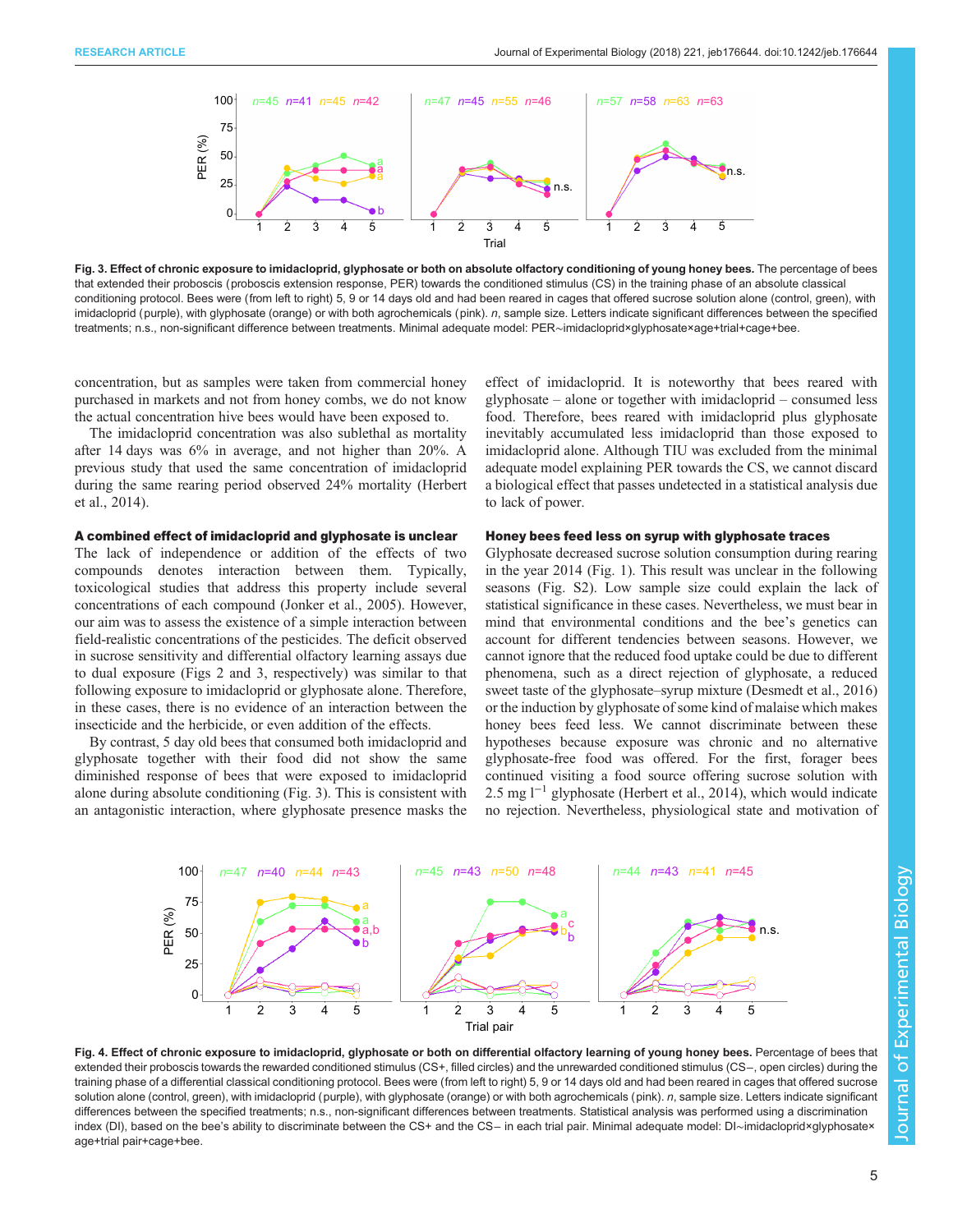Fig. 3. **Effect of chronic exposure to imidacloprid, glyphosate or both on absolute olfactory conditioning of young honey bees.** The percentage of bees that extended their proboscis (proboscis extension response, PER) towards the conditioned stimulus (CS) in the training phase of an absolute classical conditioning protocol. Bees were (from left to right) 5, 9 or 14 days old and had been reared in cages that offered sucrose solution alone (control, green), with imidacloprid (purple), with glyphosate (orange) or with both agrochemicals (pink). *n*, sample size. Letters indicate significant differences between the specified treatments; n.s., non-significant difference between treatments. Minimal adequate model: PER∼imidacloprid×glyphosate×age+trial+cage+bee.

concentration, but as samples were taken from commercial honey purchased in markets and not from honey combs, we do not know the actual concentration hive bees would have been exposed to.

The imidacloprid concentration was also sublethal as mortality after 14 days was 6% in average, and not higher than 20%. A previous study that used the same concentration of imidacloprid during the same rearing period observed 24% mortality (Herbert et al., 2014).

### A combined effect of imidacloprid and glyphosate is unclear

The lack of independence or addition of the effects of two compounds denotes interaction between them. Typically, toxicological studies that address this property include several concentrations of each compound (Jonker et al., 2005). However, our aim was to assess the existence of a simple interaction between field-realistic concentrations of the pesticides. The deficit observed in sucrose sensitivity and differential olfactory learning assays due to dual exposure (Figs 2 and 3, respectively) was similar to that following exposure to imidacloprid or glyphosate alone. Therefore, in these cases, there is no evidence of an interaction between the insecticide and the herbicide, or even addition of the effects.

By contrast, 5 day old bees that consumed both imidacloprid and glyphosate together with their food did not show the same diminished response of bees that were exposed to imidacloprid alone during absolute conditioning (Fig. 3). This is consistent with an antagonistic interaction, where glyphosate presence masks the effect of imidacloprid. It is noteworthy that bees reared with glyphosate – alone or together with imidacloprid – consumed less food. Therefore, bees reared with imidacloprid plus glyphosate inevitably accumulated less imidacloprid than those exposed to imidacloprid alone. Although TIU was excluded from the minimal adequate model explaining PER towards the CS, we cannot discard a biological effect that passes undetected in a statistical analysis due to lack of power.

### Honey bees feed less on syrup with glyphosate traces

Glyphosate decreased sucrose solution consumption during rearing in the year 2014 (Fig. 1). This result was unclear in the following seasons (Fig. S2). Low sample size could explain the lack of statistical significance in these cases. Nevertheless, we must bear in mind that environmental conditions and the bee's genetics can account for different tendencies between seasons. However, we cannot ignore that the reduced food uptake could be due to different phenomena, such as a direct rejection of glyphosate, a reduced sweet taste of the glyphosate–syrup mixture (Desmedt et al., 2016) or the induction by glyphosate of some kind of malaise which makes honey bees feed less. We cannot discriminate between these hypotheses because exposure was chronic and no alternative glyphosate-free food was offered. For the first, forager bees continued visiting a food source offering sucrose solution with 2.5 mg $l^{-1}$ glyphosate (Herbert et al., 2014), which would indicate no rejection. Nevertheless, physiological state and motivation of

Fig. 4. **Effect of chronic exposure to imidacloprid, glyphosate or both on differential olfactory learning of young honey bees.** Percentage of bees that extended their proboscis towards the rewarded conditioned stimulus (CS+, filled circles) and the unrewarded conditioned stimulus (CS−, open circles) during the training phase of a differential classical conditioning protocol. Bees were (from left to right) 5, 9 or 14 days old and had been reared in cages that offered sucrose solution alone (control, green), with imidacloprid (purple), with glyphosate (orange) or with both agrochemicals (pink). *n*, sample size. Letters indicate significant differences between the specified treatments; n.s., non-significant differences between treatments. Statistical analysis was performed using a discrimination index (DI), based on the bee's ability to discriminate between the CS+ and the CS− in each trial pair. Minimal adequate model: DI∼imidacloprid×glyphosate×age+trial pair+cage+bee.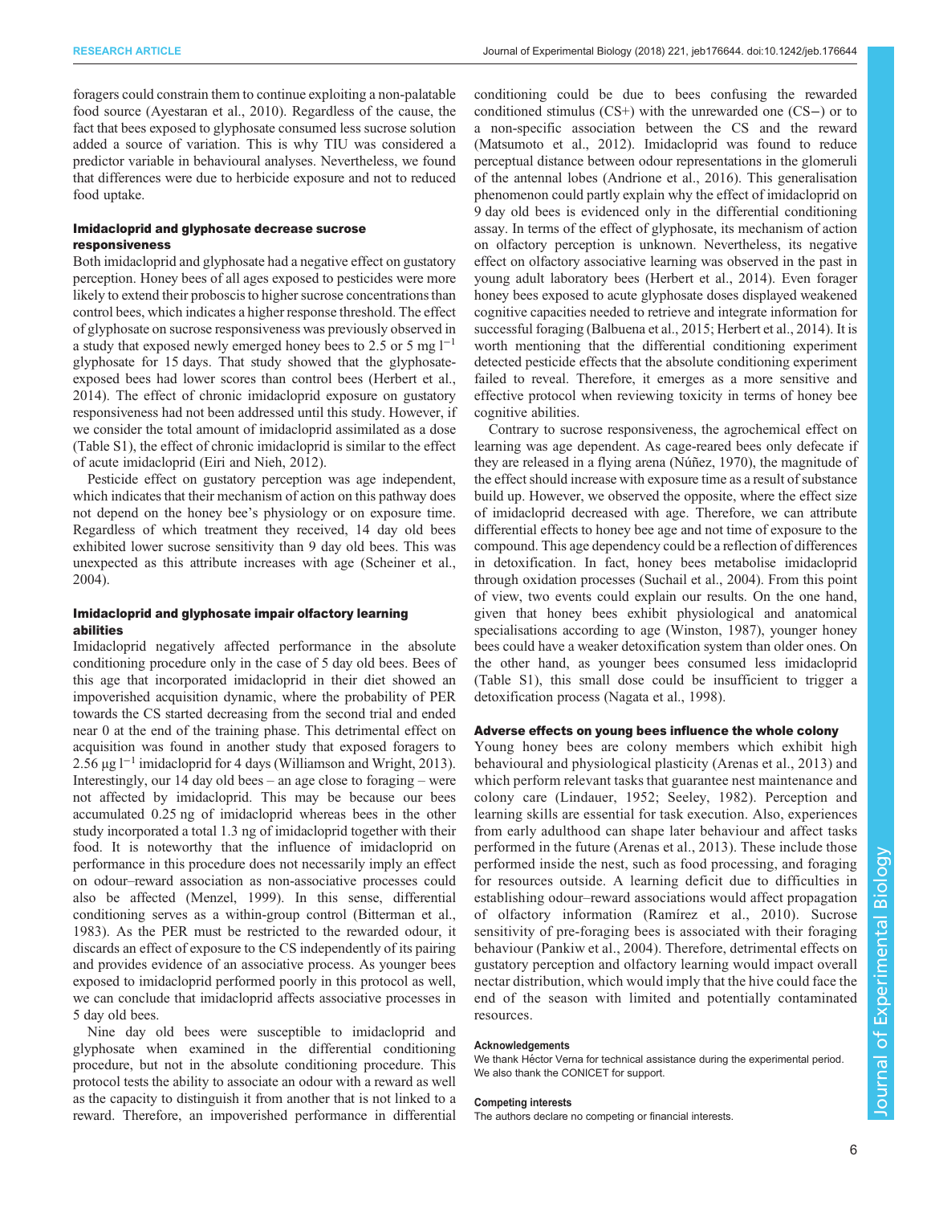foragers could constrain them to continue exploiting a non-palatable food source (Ayestaran et al., 2010). Regardless of the cause, the fact that bees exposed to glyphosate consumed less sucrose solution added a source of variation. This is why TIU was considered a predictor variable in behavioural analyses. Nevertheless, we found that differences were due to herbicide exposure and not to reduced food uptake.

### Imidacloprid and glyphosate decrease sucrose responsiveness

Both imidacloprid and glyphosate had a negative effect on gustatory perception. Honey bees of all ages exposed to pesticides were more likely to extend their proboscis to higher sucrose concentrations than control bees, which indicates a higher response threshold. The effect of glyphosate on sucrose responsiveness was previously observed in a study that exposed newly emerged honey bees to 2.5 or 5 mg $l^{-1}$ glyphosate for 15 days. That study showed that the glyphosate-exposed bees had lower scores than control bees (Herbert et al., 2014). The effect of chronic imidacloprid exposure on gustatory responsiveness had not been addressed until this study. However, if we consider the total amount of imidacloprid assimilated as a dose (Table S1), the effect of chronic imidacloprid is similar to the effect of acute imidacloprid (Eiri and Nieh, 2012).

Pesticide effect on gustatory perception was age independent, which indicates that their mechanism of action on this pathway does not depend on the honey bee's physiology or on exposure time. Regardless of which treatment they received, 14 day old bees exhibited lower sucrose sensitivity than 9 day old bees. This was unexpected as this attribute increases with age (Scheiner et al., 2004).

### Imidacloprid and glyphosate impair olfactory learning abilities

Imidacloprid negatively affected performance in the absolute conditioning procedure only in the case of 5 day old bees. Bees of this age that incorporated imidacloprid in their diet showed an impoverished acquisition dynamic, where the probability of PER towards the CS started decreasing from the second trial and ended near 0 at the end of the training phase. This detrimental effect on acquisition was found in another study that exposed foragers to 2.56 µg $l^{-1}$ imidacloprid for 4 days (Williamson and Wright, 2013). Interestingly, our 14 day old bees – an age close to foraging – were not affected by imidacloprid. This may be because our bees accumulated 0.25 ng of imidacloprid whereas bees in the other study incorporated a total 1.3 ng of imidacloprid together with their food. It is noteworthy that the influence of imidacloprid on performance in this procedure does not necessarily imply an effect on odour–reward association as non-associative processes could also be affected (Menzel, 1999). In this sense, differential conditioning serves as a within-group control (Bitterman et al., 1983). As the PER must be restricted to the rewarded odour, it discards an effect of exposure to the CS independently of its pairing and provides evidence of an associative process. As younger bees exposed to imidacloprid performed poorly in this protocol as well, we can conclude that imidacloprid affects associative processes in 5 day old bees.

Nine day old bees were susceptible to imidacloprid and glyphosate when examined in the differential conditioning procedure, but not in the absolute conditioning procedure. This protocol tests the ability to associate an odour with a reward as well as the capacity to distinguish it from another that is not linked to a reward. Therefore, an impoverished performance in differential conditioning could be due to bees confusing the rewarded conditioned stimulus (CS+) with the unrewarded one (CS−) or to a non-specific association between the CS and the reward (Matsumoto et al., 2012). Imidacloprid was found to reduce perceptual distance between odour representations in the glomeruli of the antennal lobes (Andrione et al., 2016). This generalisation phenomenon could partly explain why the effect of imidacloprid on 9 day old bees is evidenced only in the differential conditioning assay. In terms of the effect of glyphosate, its mechanism of action on olfactory perception is unknown. Nevertheless, its negative effect on olfactory associative learning was observed in the past in young adult laboratory bees (Herbert et al., 2014). Even forager honey bees exposed to acute glyphosate doses displayed weakened cognitive capacities needed to retrieve and integrate information for successful foraging (Balbuena et al., 2015; Herbert et al., 2014). It is worth mentioning that the differential conditioning experiment detected pesticide effects that the absolute conditioning experiment failed to reveal. Therefore, it emerges as a more sensitive and effective protocol when reviewing toxicity in terms of honey bee cognitive abilities.

Contrary to sucrose responsiveness, the agrochemical effect on learning was age dependent. As cage-reared bees only defecate if they are released in a flying arena (Núñez, 1970), the magnitude of the effect should increase with exposure time as a result of substance build up. However, we observed the opposite, where the effect size of imidacloprid decreased with age. Therefore, we can attribute differential effects to honey bee age and not time of exposure to the compound. This age dependency could be a reflection of differences in detoxification. In fact, honey bees metabolise imidacloprid through oxidation processes (Suchail et al., 2004). From this point of view, two events could explain our results. On the one hand, given that honey bees exhibit physiological and anatomical specialisations according to age (Winston, 1987), younger honey bees could have a weaker detoxification system than older ones. On the other hand, as younger bees consumed less imidacloprid (Table S1), this small dose could be insufficient to trigger a detoxification process (Nagata et al., 1998).

### Adverse effects on young bees influence the whole colony

Young honey bees are colony members which exhibit high behavioural and physiological plasticity (Arenas et al., 2013) and which perform relevant tasks that guarantee nest maintenance and colony care (Lindauer, 1952; Seeley, 1982). Perception and learning skills are essential for task execution. Also, experiences from early adulthood can shape later behaviour and affect tasks performed in the future (Arenas et al., 2013). These include those performed inside the nest, such as food processing, and foraging for resources outside. A learning deficit due to difficulties in establishing odour–reward associations would affect propagation of olfactory information (Ramírez et al., 2010). Sucrose sensitivity of pre-foraging bees is associated with their foraging behaviour (Pankiw et al., 2004). Therefore, detrimental effects on gustatory perception and olfactory learning would impact overall nectar distribution, which would imply that the hive could face the end of the season with limited and potentially contaminated resources.

#### Acknowledgements

We thank Héctor Verna for technical assistance during the experimental period. We also thank the CONICET for support.

#### Competing interests

The authors declare no competing or financial interests.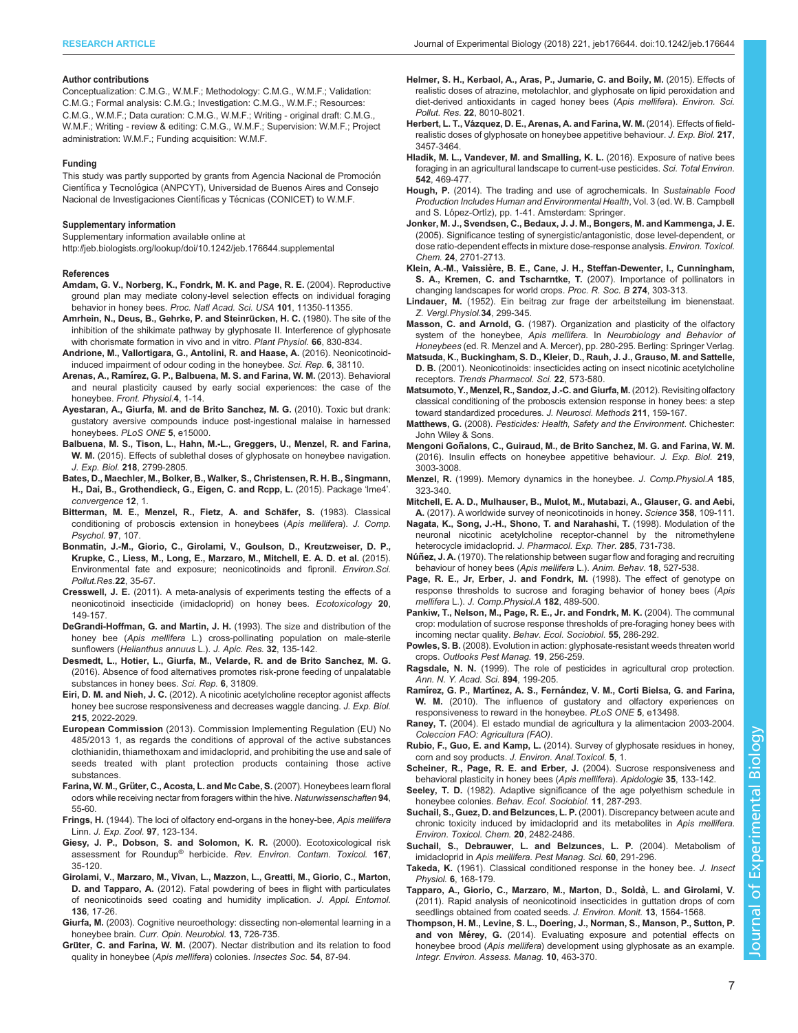#### Author contributions

Conceptualization: C.M.G., W.M.F.; Methodology: C.M.G., W.M.F.; Validation: C.M.G.; Formal analysis: C.M.G.; Investigation: C.M.G., W.M.F.; Resources: C.M.G., W.M.F.; Data curation: C.M.G., W.M.F.; Writing - original draft: C.M.G., W.M.F.; Writing - review & editing: C.M.G., W.M.F.; Supervision: W.M.F.; Project administration: W.M.F.; Funding acquisition: W.M.F.

#### Funding

This study was partly supported by grants from Agencia Nacional de Promoción Científica y Tecnológica (ANPCYT), Universidad de Buenos Aires and Consejo Nacional de Investigaciones Científicas y Técnicas (CONICET) to W.M.F.

#### Supplementary information

Supplementary information available online at http://jeb.biologists.org/lookup/doi/10.1242/jeb.176644.supplemental

#### References

**Amdam, G. V., Norberg, K., Fondrk, M. K. and Page, R. E.** (2004). Reproductive ground plan may mediate colony-level selection effects on individual foraging behavior in honey bees. *Proc. Natl Acad. Sci. USA* **101**, 11350-11355.

**Amrhein, N., Deus, B., Gehrke, P. and Steinrücken, H. C.** (1980). The site of the inhibition of the shikimate pathway by glyphosate II. Interference of glyphosate with chorismate formation in vivo and in vitro. *Plant Physiol.* **66**, 830-834.

**Andrione, M., Vallortigara, G., Antolini, R. and Haase, A.** (2016). Neonicotinoid-induced impairment of odour coding in the honeybee. *Sci. Rep.* **6**, 38110.

**Arenas, A., Ramírez, G. P., Balbuena, M. S. and Farina, W. M.** (2013). Behavioral and neural plasticity caused by early social experiences: the case of the honeybee. *Front. Physiol.***4**, 1-14.

**Ayestaran, A., Giurfa, M. and de Brito Sanchez, M. G.** (2010). Toxic but drank: gustatory aversive compounds induce post-ingestional malaise in harnessed honeybees. *PLoS ONE* **5**, e15000.

**Balbuena, M. S., Tison, L., Hahn, M.-L., Greggers, U., Menzel, R. and Farina, W. M.** (2015). Effects of sublethal doses of glyphosate on honeybee navigation. *J. Exp. Biol.* **218**, 2799-2805.

**Bates, D., Maechler, M., Bolker, B., Walker, S., Christensen, R. H. B., Singmann, H., Dai, B., Grothendieck, G., Eigen, C. and Rcpp, L.** (2015). Package 'lme4'. *convergence* **12**, 1.

**Bitterman, M. E., Menzel, R., Fietz, A. and Schäfer, S.** (1983). Classical conditioning of proboscis extension in honeybees (*Apis mellifera*). *J. Comp. Psychol.* **97**, 107.

**Bonmatin, J.-M., Giorio, C., Girolami, V., Goulson, D., Kreutzweiser, D. P., Krupke, C., Liess, M., Long, E., Marzaro, M., Mitchell, E. A. D. et al.** (2015). Environmental fate and exposure; neonicotinoids and fipronil. *Environ.Sci. Pollut.Res.***22**, 35-67.

**Cresswell, J. E.** (2011). A meta-analysis of experiments testing the effects of a neonicotinoid insecticide (imidacloprid) on honey bees. *Ecotoxicology* **20**, 149-157.

**DeGrandi-Hoffman, G. and Martin, J. H.** (1993). The size and distribution of the honey bee (*Apis mellifera* L.) cross-pollinating population on male-sterile sunflowers (*Helianthus annuus* L.). *J. Apic. Res.* **32**, 135-142.

**Desmedt, L., Hotier, L., Giurfa, M., Velarde, R. and de Brito Sanchez, M. G.** (2016). Absence of food alternatives promotes risk-prone feeding of unpalatable substances in honey bees. *Sci. Rep.* **6**, 31809.

**Eiri, D. M. and Nieh, J. C.** (2012). A nicotinic acetylcholine receptor agonist affects honey bee sucrose responsiveness and decreases waggle dancing. *J. Exp. Biol.* **215**, 2022-2029.

**European Commission** (2013). Commission Implementing Regulation (EU) No 485/2013 1, as regards the conditions of approval of the active substances clothianidin, thiamethoxam and imidacloprid, and prohibiting the use and sale of seeds treated with plant protection products containing those active substances.

**Farina, W. M., Grüter, C., Acosta, L. and Mc Cabe, S.** (2007). Honeybees learn floral odors while receiving nectar from foragers within the hive. *Naturwissenschaften* **94**, 55-60.

**Frings, H.** (1944). The loci of olfactory end-organs in the honey-bee, *Apis mellifera* Linn. *J. Exp. Zool.* **97**, 123-134.

**Giesy, J. P., Dobson, S. and Solomon, K. R.** (2000). Ecotoxicological risk assessment for Roundup® herbicide. *Rev. Environ. Contam. Toxicol.* **167**, 35-120.

**Girolami, V., Marzaro, M., Vivan, L., Mazzon, L., Greatti, M., Giorio, C., Marton, D. and Tapparo, A.** (2012). Fatal powdering of bees in flight with particulates of neonicotinoids seed coating and humidity implication. *J. Appl. Entomol.* **136**, 17-26.

**Giurfa, M.** (2003). Cognitive neuroethology: dissecting non-elemental learning in a honeybee brain. *Curr. Opin. Neurobiol.* **13**, 726-735.

**Grüter, C. and Farina, W. M.** (2007). Nectar distribution and its relation to food quality in honeybee (*Apis mellifera*) colonies. *Insectes Soc.* **54**, 87-94.

**Helmer, S. H., Kerbaol, A., Aras, P., Jumarie, C. and Boily, M.** (2015). Effects of realistic doses of atrazine, metolachlor, and glyphosate on lipid peroxidation and diet-derived antioxidants in caged honey bees (*Apis mellifera*). *Environ. Sci. Pollut. Res.* **22**, 8010-8021.

**Herbert, L. T., Vázquez, D. E., Arenas, A. and Farina, W. M.** (2014). Effects of field-realistic doses of glyphosate on honeybee appetitive behaviour. *J. Exp. Biol.* **217**, 3457-3464.

**Hladik, M. L., Vandever, M. and Smalling, K. L.** (2016). Exposure of native bees foraging in an agricultural landscape to current-use pesticides. *Sci. Total Environ.* **542**, 469-477.

**Hough, P.** (2014). The trading and use of agrochemicals. In *Sustainable Food Production Includes Human and Environmental Health*, Vol. 3 (ed. W. B. Campbell and S. López-Ortíz), pp. 1-41. Amsterdam: Springer.

**Jonker, M. J., Svendsen, C., Bedaux, J. J. M., Bongers, M. and Kammenga, J. E.** (2005). Significance testing of synergistic/antagonistic, dose level-dependent, or dose ratio-dependent effects in mixture dose-response analysis. *Environ. Toxicol. Chem.* **24**, 2701-2713.

**Klein, A.-M., Vaissière, B. E., Cane, J. H., Steffan-Dewenter, I., Cunningham, S. A., Kremen, C. and Tscharntke, T.** (2007). Importance of pollinators in changing landscapes for world crops. *Proc. R. Soc. B* **274**, 303-313.

**Lindauer, M.** (1952). Ein beitrag zur frage der arbeitsteilung im bienenstaat. *Z. Vergl.Physiol.***34**, 299-345.

**Masson, C. and Arnold, G.** (1987). Organization and plasticity of the olfactory system of the honeybee, *Apis mellifera*. In *Neurobiology and Behavior of Honeybees* (ed. R. Menzel and A. Mercer), pp. 280-295. Berling: Springer Verlag.

**Matsuda, K., Buckingham, S. D., Kleier, D., Rauh, J. J., Grauso, M. and Sattelle, D. B.** (2001). Neonicotinoids: insecticides acting on insect nicotinic acetylcholine receptors. *Trends Pharmacol. Sci.* **22**, 573-580.

**Matsumoto, Y., Menzel, R., Sandoz, J.-C. and Giurfa, M.** (2012). Revisiting olfactory classical conditioning of the proboscis extension response in honey bees: a step toward standardized procedures. *J. Neurosci. Methods* **211**, 159-167.

**Matthews, G.** (2008). *Pesticides: Health, Safety and the Environment*. Chichester: John Wiley & Sons.

**Mengoni Goñalons, C., Guiraud, M., de Brito Sanchez, M. G. and Farina, W. M.** (2016). Insulin effects on honeybee appetitive behaviour. *J. Exp. Biol.* **219**, 3003-3008.

**Menzel, R.** (1999). Memory dynamics in the honeybee. *J. Comp.Physiol.A* **185**, 323-340.

**Mitchell, E. A. D., Mulhauser, B., Mulot, M., Mutabazi, A., Glauser, G. and Aebi, A.** (2017). A worldwide survey of neonicotinoids in honey. *Science* **358**, 109-111.

**Nagata, K., Song, J.-H., Shono, T. and Narahashi, T.** (1998). Modulation of the neuronal nicotinic acetylcholine receptor-channel by the nitromethylene heterocycle imidacloprid. *J. Pharmacol. Exp. Ther.* **285**, 731-738.

**Núñez, J. A.** (1970). The relationship between sugar flow and foraging and recruiting behaviour of honey bees (*Apis mellifera* L.). *Anim. Behav.* **18**, 527-538.

**Page, R. E., Jr, Erber, J. and Fondrk, M.** (1998). The effect of genotype on response thresholds to sucrose and foraging behavior of honey bees (*Apis mellifera* L.). *J. Comp.Physiol.A* **182**, 489-500.

**Pankiw, T., Nelson, M., Page, R. E., Jr. and Fondrk, M. K.** (2004). The communal crop: modulation of sucrose response thresholds of pre-foraging honey bees with incoming nectar quality. *Behav. Ecol. Sociobiol.* **55**, 286-292.

**Powles, S. B.** (2008). Evolution in action: glyphosate-resistant weeds threaten world crops. *Outlooks Pest Manag.* **19**, 256-259.

**Ragsdale, N. N.** (1999). The role of pesticides in agricultural crop protection. *Ann. N. Y. Acad. Sci.* **894**, 199-205.

**Ramírez, G. P., Martínez, A. S., Fernández, V. M., Corti Bielsa, G. and Farina, W. M.** (2010). The influence of gustatory and olfactory experiences on responsiveness to reward in the honeybee. *PLoS ONE* **5**, e13498.

**Raney, T.** (2004). El estado mundial de agricultura y la alimentacion 2003-2004. *Coleccion FAO: Agricultura (FAO)*.

**Rubio, F., Guo, E. and Kamp, L.** (2014). Survey of glyphosate residues in honey, corn and soy products. *J. Environ. Anal.Toxicol.* **5**, 1.

**Scheiner, R., Page, R. E. and Erber, J.** (2004). Sucrose responsiveness and behavioral plasticity in honey bees (*Apis mellifera*). *Apidologie* **35**, 133-142.

**Seeley, T. D.** (1982). Adaptive significance of the age polyethism schedule in honeybee colonies. *Behav. Ecol. Sociobiol.* **11**, 287-293.

**Suchail, S., Guez, D. and Belzunces, L. P.** (2001). Discrepancy between acute and chronic toxicity induced by imidacloprid and its metabolites in *Apis mellifera*. *Environ. Toxicol. Chem.* **20**, 2482-2486.

**Suchail, S., Debrauwer, L. and Belzunces, L. P.** (2004). Metabolism of imidacloprid in *Apis mellifera*. *Pest Manag. Sci.* **60**, 291-296.

**Takeda, K.** (1961). Classical conditioned response in the honey bee. *J. Insect Physiol.* **6**, 168-179.

**Tapparo, A., Giorio, C., Marzaro, M., Marton, D., Soldà, L. and Girolami, V.** (2011). Rapid analysis of neonicotinoid insecticides in guttation drops of corn seedlings obtained from coated seeds. *J. Environ. Monit.* **13**, 1564-1568.

**Thompson, H. M., Levine, S. L., Doering, J., Norman, S., Manson, P., Sutton, P. and von Mérey, G.** (2014). Evaluating exposure and potential effects on honeybee brood (*Apis mellifera*) development using glyphosate as an example. *Integr. Environ. Assess. Manag.* **10**, 463-370.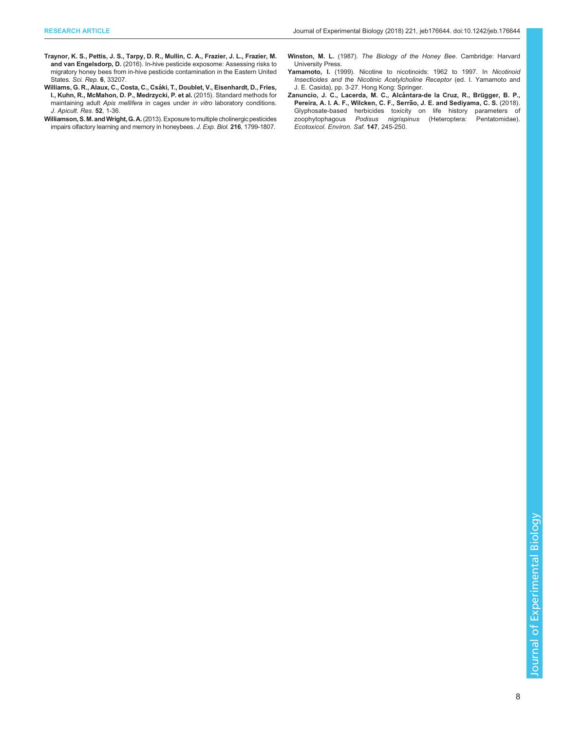**Traynor, K. S., Pettis, J. S., Tarpy, D. R., Mullin, C. A., Frazier, J. L., Frazier, M. and van Engelsdorp, D.** (2016). In-hive pesticide exposome: Assessing risks to migratory honey bees from in-hive pesticide contamination in the Eastern United States. *Sci. Rep.* **6**, 33207.

**Williams, G. R., Alaux, C., Costa, C., Csáki, T., Doublet, V., Eisenhardt, D., Fries, I., Kuhn, R., McMahon, D. P., Medrzycki, P. et al.** (2015). Standard methods for maintaining adult *Apis mellifera* in cages under *in vitro* laboratory conditions. *J. Apicult. Res.* **52**, 1-36.

**Williamson, S. M. and Wright, G. A.** (2013). Exposure to multiple cholinergic pesticides impairs olfactory learning and memory in honeybees. *J. Exp. Biol.* **216**, 1799-1807.

**Winston, M. L.** (1987). *The Biology of the Honey Bee*. Cambridge: Harvard University Press.

**Yamamoto, I.** (1999). Nicotine to nicotinoids: 1962 to 1997. In *Nicotinoid Insecticides and the Nicotinic Acetylcholine Receptor* (ed. I. Yamamoto and J. E. Casida), pp. 3-27. Hong Kong: Springer.

**Zanuncio, J. C., Lacerda, M. C., Alcántara-de la Cruz, R., Brügger, B. P., Pereira, A. I. A. F., Wilcken, C. F., Serrão, J. E. and Sediyama, C. S.** (2018). Glyphosate-based herbicides toxicity on life history parameters of zoophytophagous *Podisus nigrispinus* (Heteroptera: Pentatomidae). *Ecotoxicol. Environ. Saf.* **147**, 245-250.